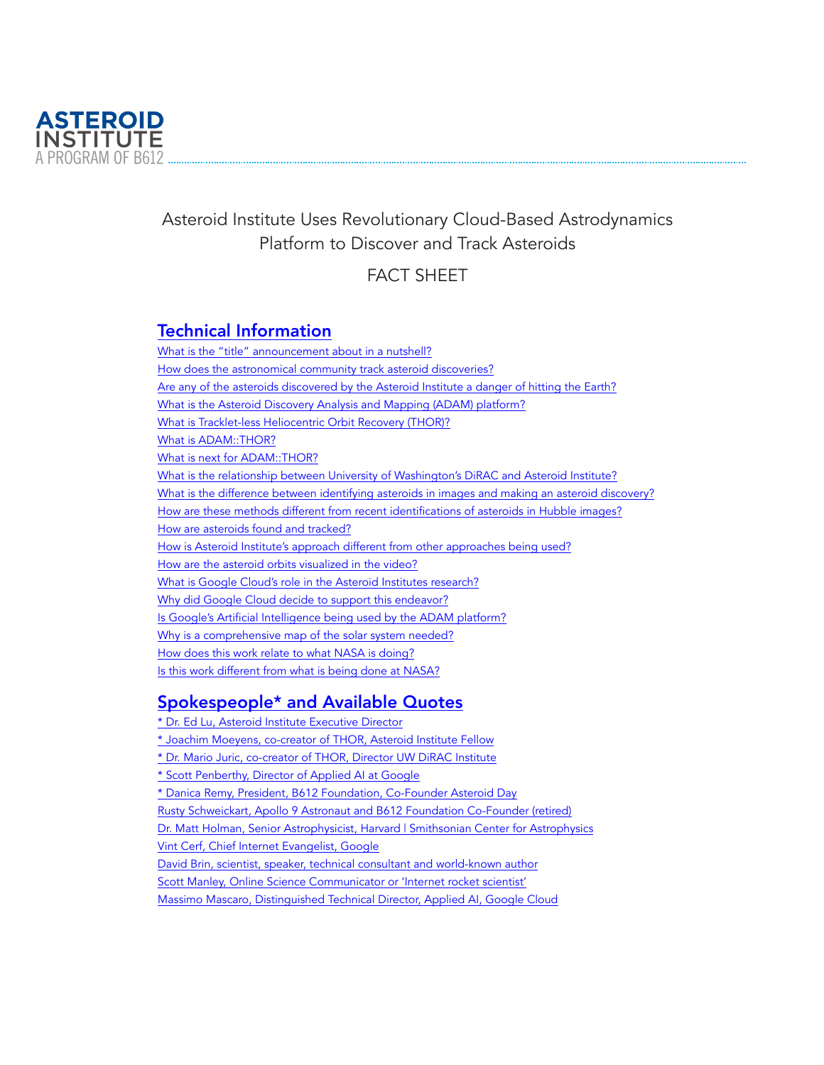ASTEROID INSTITUTE
A PROGRAM OF B612

# Asteroid Institute Uses Revolutionary Cloud-Based Astrodynamics Platform to Discover and Track Asteroids

FACT SHEET

## Technical Information

What is the "title" announcement about in a nutshell?
How does the astronomical community track asteroid discoveries?
Are any of the asteroids discovered by the Asteroid Institute a danger of hitting the Earth?
What is the Asteroid Discovery Analysis and Mapping (ADAM) platform?
What is Tracklet-less Heliocentric Orbit Recovery (THOR)?
What is ADAM::THOR?
What is next for ADAM::THOR?
What is the relationship between University of Washington's DiRAC and Asteroid Institute?
What is the difference between identifying asteroids in images and making an asteroid discovery?
How are these methods different from recent identifications of asteroids in Hubble images?
How are asteroids found and tracked?
How is Asteroid Institute's approach different from other approaches being used?
How are the asteroid orbits visualized in the video?
What is Google Cloud's role in the Asteroid Institutes research?
Why did Google Cloud decide to support this endeavor?
Is Google's Artificial Intelligence being used by the ADAM platform?
Why is a comprehensive map of the solar system needed?
How does this work relate to what NASA is doing?
Is this work different from what is being done at NASA?

## Spokespeople* and Available Quotes

* Dr. Ed Lu, Asteroid Institute Executive Director
* Joachim Moeyens, co-creator of THOR, Asteroid Institute Fellow
* Dr. Mario Juric, co-creator of THOR, Director UW DiRAC Institute
* Scott Penberthy, Director of Applied AI at Google
* Danica Remy, President, B612 Foundation, Co-Founder Asteroid Day

Rusty Schweickart, Apollo 9 Astronaut and B612 Foundation Co-Founder (retired)
Dr. Matt Holman, Senior Astrophysicist, Harvard | Smithsonian Center for Astrophysics
Vint Cerf, Chief Internet Evangelist, Google
David Brin, scientist, speaker, technical consultant and world-known author
Scott Manley, Online Science Communicator or 'Internet rocket scientist'
Massimo Mascaro, Distinguished Technical Director, Applied AI, Google Cloud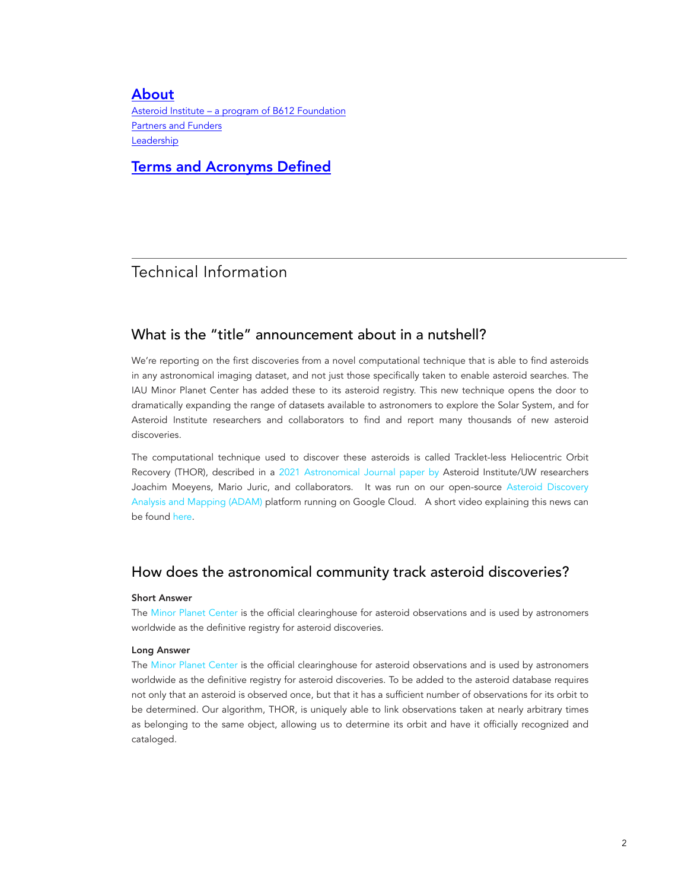## About

Asteroid Institute – a program of B612 Foundation

Partners and Funders

Leadership

## Terms and Acronyms Defined

---

# Technical Information

## What is the “title” announcement about in a nutshell?

We’re reporting on the first discoveries from a novel computational technique that is able to find asteroids in any astronomical imaging dataset, and not just those specifically taken to enable asteroid searches. The IAU Minor Planet Center has added these to its asteroid registry. This new technique opens the door to dramatically expanding the range of datasets available to astronomers to explore the Solar System, and for Asteroid Institute researchers and collaborators to find and report many thousands of new asteroid discoveries.

The computational technique used to discover these asteroids is called Tracklet-less Heliocentric Orbit Recovery (THOR), described in a 2021 Astronomical Journal paper by Asteroid Institute/UW researchers Joachim Moeyens, Mario Juric, and collaborators. It was run on our open-source Asteroid Discovery Analysis and Mapping (ADAM) platform running on Google Cloud. A short video explaining this news can be found here.

## How does the astronomical community track asteroid discoveries?

**Short Answer**

The Minor Planet Center is the official clearinghouse for asteroid observations and is used by astronomers worldwide as the definitive registry for asteroid discoveries.

**Long Answer**

The Minor Planet Center is the official clearinghouse for asteroid observations and is used by astronomers worldwide as the definitive registry for asteroid discoveries. To be added to the asteroid database requires not only that an asteroid is observed once, but that it has a sufficient number of observations for its orbit to be determined. Our algorithm, THOR, is uniquely able to link observations taken at nearly arbitrary times as belonging to the same object, allowing us to determine its orbit and have it officially recognized and cataloged.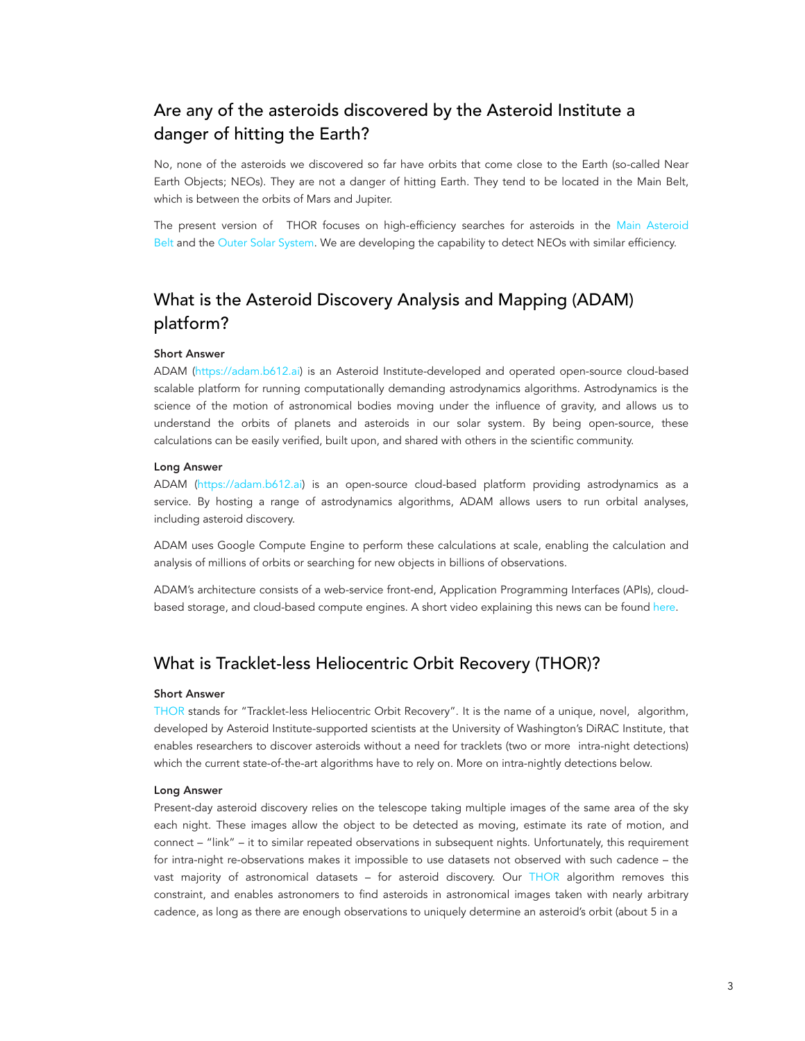## Are any of the asteroids discovered by the Asteroid Institute a danger of hitting the Earth?

No, none of the asteroids we discovered so far have orbits that come close to the Earth (so-called Near Earth Objects; NEOs). They are not a danger of hitting Earth. They tend to be located in the Main Belt, which is between the orbits of Mars and Jupiter.

The present version of THOR focuses on high-efficiency searches for asteroids in the Main Asteroid Belt and the Outer Solar System. We are developing the capability to detect NEOs with similar efficiency.

## What is the Asteroid Discovery Analysis and Mapping (ADAM) platform?

**Short Answer**

ADAM (https://adam.b612.ai) is an Asteroid Institute-developed and operated open-source cloud-based scalable platform for running computationally demanding astrodynamics algorithms. Astrodynamics is the science of the motion of astronomical bodies moving under the influence of gravity, and allows us to understand the orbits of planets and asteroids in our solar system. By being open-source, these calculations can be easily verified, built upon, and shared with others in the scientific community.

**Long Answer**

ADAM (https://adam.b612.ai) is an open-source cloud-based platform providing astrodynamics as a service. By hosting a range of astrodynamics algorithms, ADAM allows users to run orbital analyses, including asteroid discovery.

ADAM uses Google Compute Engine to perform these calculations at scale, enabling the calculation and analysis of millions of orbits or searching for new objects in billions of observations.

ADAM's architecture consists of a web-service front-end, Application Programming Interfaces (APIs), cloud-based storage, and cloud-based compute engines. A short video explaining this news can be found here.

## What is Tracklet-less Heliocentric Orbit Recovery (THOR)?

**Short Answer**

THOR stands for "Tracklet-less Heliocentric Orbit Recovery". It is the name of a unique, novel, algorithm, developed by Asteroid Institute-supported scientists at the University of Washington's DiRAC Institute, that enables researchers to discover asteroids without a need for tracklets (two or more intra-night detections) which the current state-of-the-art algorithms have to rely on. More on intra-nightly detections below.

**Long Answer**

Present-day asteroid discovery relies on the telescope taking multiple images of the same area of the sky each night. These images allow the object to be detected as moving, estimate its rate of motion, and connect – "link" – it to similar repeated observations in subsequent nights. Unfortunately, this requirement for intra-night re-observations makes it impossible to use datasets not observed with such cadence – the vast majority of astronomical datasets – for asteroid discovery. Our THOR algorithm removes this constraint, and enables astronomers to find asteroids in astronomical images taken with nearly arbitrary cadence, as long as there are enough observations to uniquely determine an asteroid's orbit (about 5 in a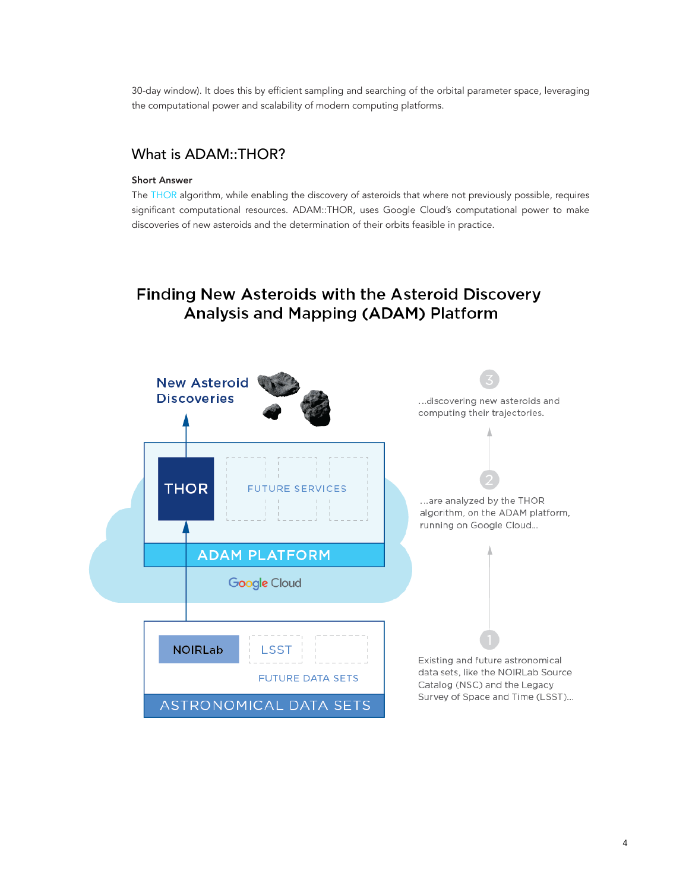30-day window). It does this by efficient sampling and searching of the orbital parameter space, leveraging the computational power and scalability of modern computing platforms.

## What is ADAM::THOR?

**Short Answer**

The THOR algorithm, while enabling the discovery of asteroids that where not previously possible, requires significant computational resources. ADAM::THOR, uses Google Cloud's computational power to make discoveries of new asteroids and the determination of their orbits feasible in practice.

### Finding New Asteroids with the Asteroid Discovery Analysis and Mapping (ADAM) Platform

New Asteroid Discoveries

THOR | FUTURE SERVICES

ADAM PLATFORM

Google Cloud

NOIRLab | LSST | FUTURE DATA SETS

ASTRONOMICAL DATA SETS

1. Existing and future astronomical data sets, like the NOIRLab Source Catalog (NSC) and the Legacy Survey of Space and Time (LSST)...
2. ...are analyzed by the THOR algorithm, on the ADAM platform, running on Google Cloud...
3. ...discovering new asteroids and computing their trajectories.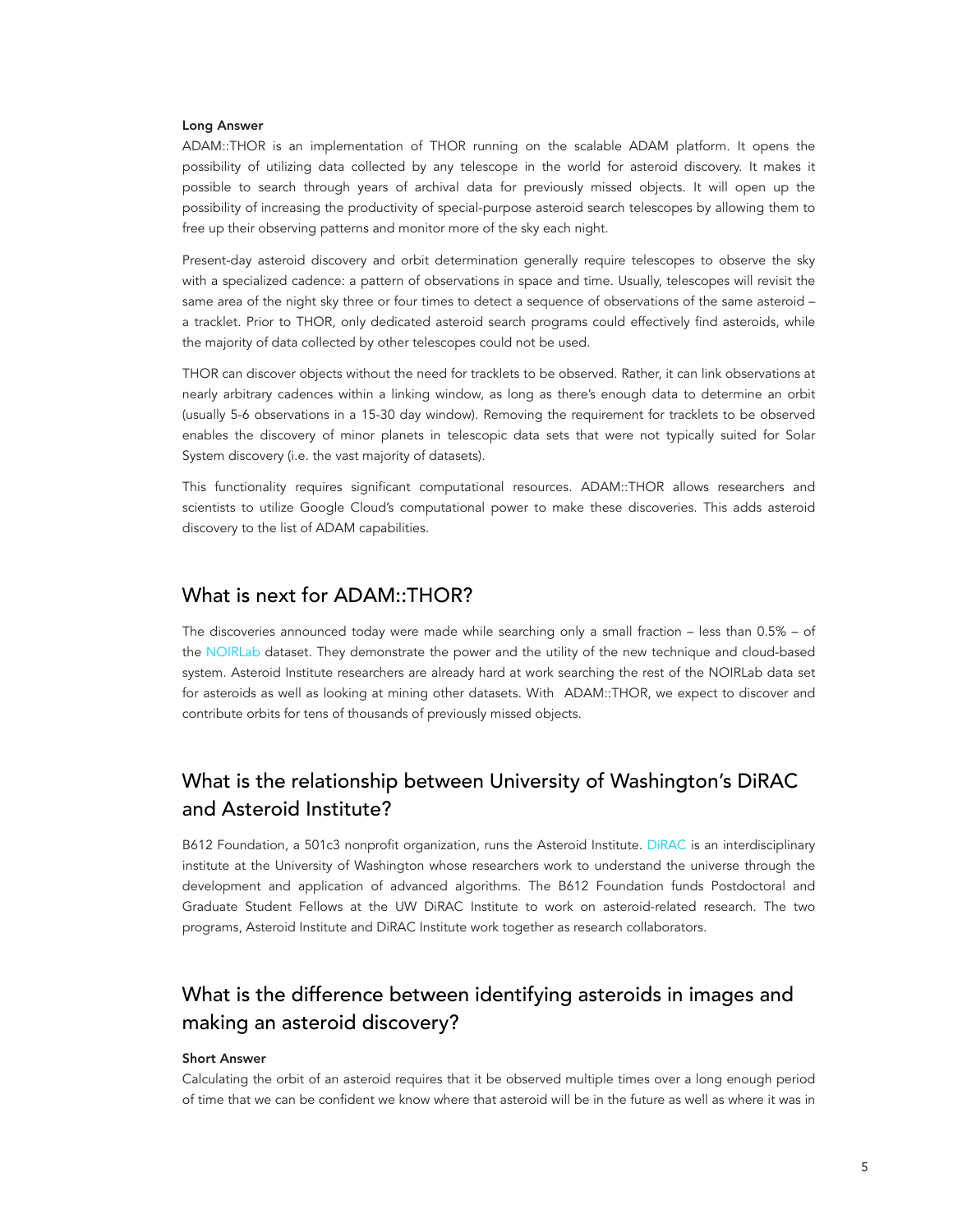**Long Answer**

ADAM::THOR is an implementation of THOR running on the scalable ADAM platform. It opens the possibility of utilizing data collected by any telescope in the world for asteroid discovery. It makes it possible to search through years of archival data for previously missed objects. It will open up the possibility of increasing the productivity of special-purpose asteroid search telescopes by allowing them to free up their observing patterns and monitor more of the sky each night.

Present-day asteroid discovery and orbit determination generally require telescopes to observe the sky with a specialized cadence: a pattern of observations in space and time. Usually, telescopes will revisit the same area of the night sky three or four times to detect a sequence of observations of the same asteroid – a tracklet. Prior to THOR, only dedicated asteroid search programs could effectively find asteroids, while the majority of data collected by other telescopes could not be used.

THOR can discover objects without the need for tracklets to be observed. Rather, it can link observations at nearly arbitrary cadences within a linking window, as long as there's enough data to determine an orbit (usually 5-6 observations in a 15-30 day window). Removing the requirement for tracklets to be observed enables the discovery of minor planets in telescopic data sets that were not typically suited for Solar System discovery (i.e. the vast majority of datasets).

This functionality requires significant computational resources. ADAM::THOR allows researchers and scientists to utilize Google Cloud's computational power to make these discoveries. This adds asteroid discovery to the list of ADAM capabilities.

## What is next for ADAM::THOR?

The discoveries announced today were made while searching only a small fraction – less than 0.5% – of the NOIRLab dataset. They demonstrate the power and the utility of the new technique and cloud-based system. Asteroid Institute researchers are already hard at work searching the rest of the NOIRLab data set for asteroids as well as looking at mining other datasets. With ADAM::THOR, we expect to discover and contribute orbits for tens of thousands of previously missed objects.

## What is the relationship between University of Washington's DiRAC and Asteroid Institute?

B612 Foundation, a 501c3 nonprofit organization, runs the Asteroid Institute. DiRAC is an interdisciplinary institute at the University of Washington whose researchers work to understand the universe through the development and application of advanced algorithms. The B612 Foundation funds Postdoctoral and Graduate Student Fellows at the UW DiRAC Institute to work on asteroid-related research. The two programs, Asteroid Institute and DiRAC Institute work together as research collaborators.

## What is the difference between identifying asteroids in images and making an asteroid discovery?

**Short Answer**

Calculating the orbit of an asteroid requires that it be observed multiple times over a long enough period of time that we can be confident we know where that asteroid will be in the future as well as where it was in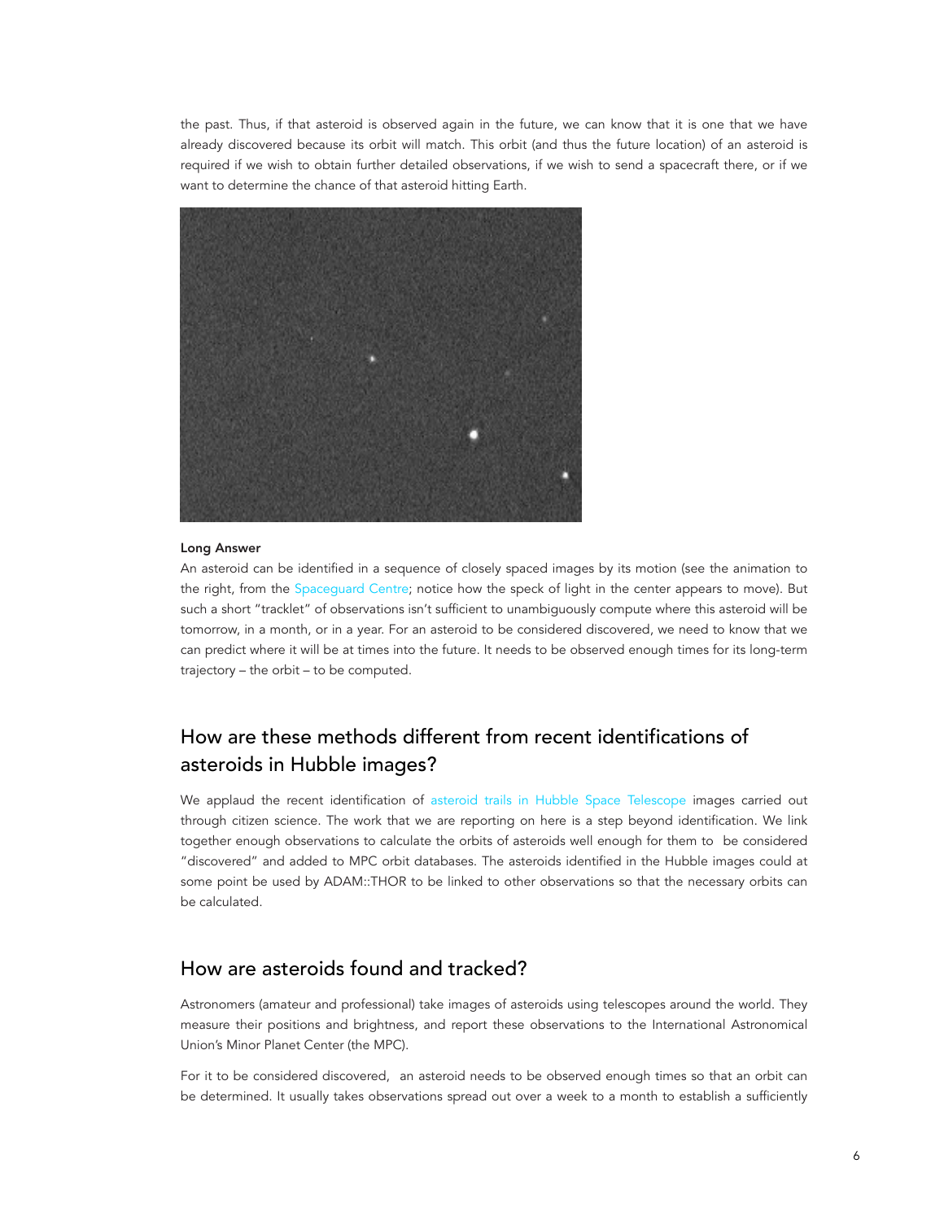the past. Thus, if that asteroid is observed again in the future, we can know that it is one that we have already discovered because its orbit will match. This orbit (and thus the future location) of an asteroid is required if we wish to obtain further detailed observations, if we wish to send a spacecraft there, or if we want to determine the chance of that asteroid hitting Earth.

**Long Answer**

An asteroid can be identified in a sequence of closely spaced images by its motion (see the animation to the right, from the Spaceguard Centre; notice how the speck of light in the center appears to move). But such a short "tracklet" of observations isn't sufficient to unambiguously compute where this asteroid will be tomorrow, in a month, or in a year. For an asteroid to be considered discovered, we need to know that we can predict where it will be at times into the future. It needs to be observed enough times for its long-term trajectory – the orbit – to be computed.

## How are these methods different from recent identifications of asteroids in Hubble images?

We applaud the recent identification of asteroid trails in Hubble Space Telescope images carried out through citizen science. The work that we are reporting on here is a step beyond identification. We link together enough observations to calculate the orbits of asteroids well enough for them to be considered "discovered" and added to MPC orbit databases. The asteroids identified in the Hubble images could at some point be used by ADAM::THOR to be linked to other observations so that the necessary orbits can be calculated.

## How are asteroids found and tracked?

Astronomers (amateur and professional) take images of asteroids using telescopes around the world. They measure their positions and brightness, and report these observations to the International Astronomical Union's Minor Planet Center (the MPC).

For it to be considered discovered, an asteroid needs to be observed enough times so that an orbit can be determined. It usually takes observations spread out over a week to a month to establish a sufficiently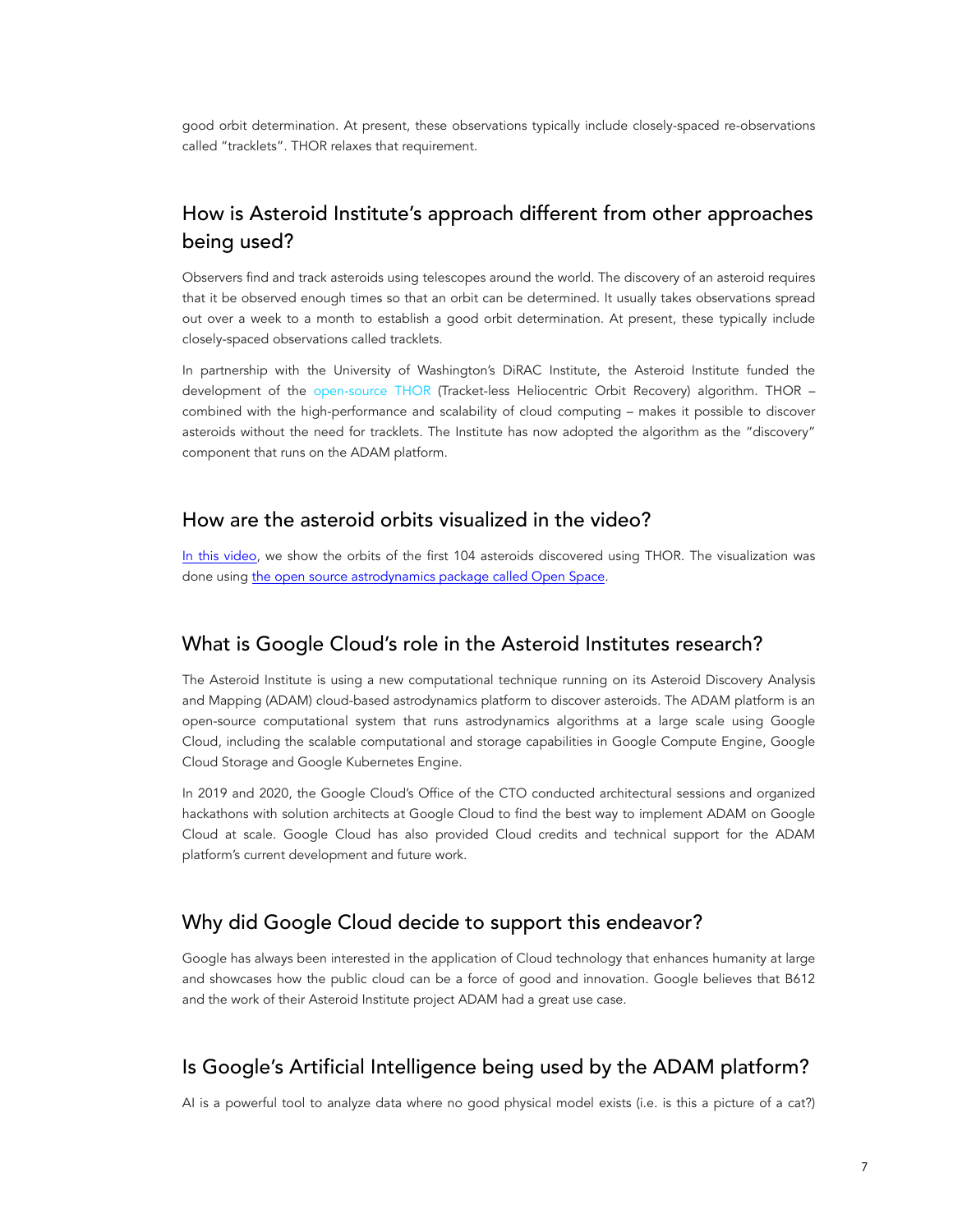good orbit determination. At present, these observations typically include closely-spaced re-observations called "tracklets". THOR relaxes that requirement.

## How is Asteroid Institute's approach different from other approaches being used?

Observers find and track asteroids using telescopes around the world. The discovery of an asteroid requires that it be observed enough times so that an orbit can be determined. It usually takes observations spread out over a week to a month to establish a good orbit determination. At present, these typically include closely-spaced observations called tracklets.

In partnership with the University of Washington's DiRAC Institute, the Asteroid Institute funded the development of the open-source THOR (Tracket-less Heliocentric Orbit Recovery) algorithm. THOR – combined with the high-performance and scalability of cloud computing – makes it possible to discover asteroids without the need for tracklets. The Institute has now adopted the algorithm as the "discovery" component that runs on the ADAM platform.

## How are the asteroid orbits visualized in the video?

In this video, we show the orbits of the first 104 asteroids discovered using THOR. The visualization was done using the open source astrodynamics package called Open Space.

## What is Google Cloud's role in the Asteroid Institutes research?

The Asteroid Institute is using a new computational technique running on its Asteroid Discovery Analysis and Mapping (ADAM) cloud-based astrodynamics platform to discover asteroids. The ADAM platform is an open-source computational system that runs astrodynamics algorithms at a large scale using Google Cloud, including the scalable computational and storage capabilities in Google Compute Engine, Google Cloud Storage and Google Kubernetes Engine.

In 2019 and 2020, the Google Cloud's Office of the CTO conducted architectural sessions and organized hackathons with solution architects at Google Cloud to find the best way to implement ADAM on Google Cloud at scale. Google Cloud has also provided Cloud credits and technical support for the ADAM platform's current development and future work.

## Why did Google Cloud decide to support this endeavor?

Google has always been interested in the application of Cloud technology that enhances humanity at large and showcases how the public cloud can be a force of good and innovation. Google believes that B612 and the work of their Asteroid Institute project ADAM had a great use case.

## Is Google's Artificial Intelligence being used by the ADAM platform?

AI is a powerful tool to analyze data where no good physical model exists (i.e. is this a picture of a cat?)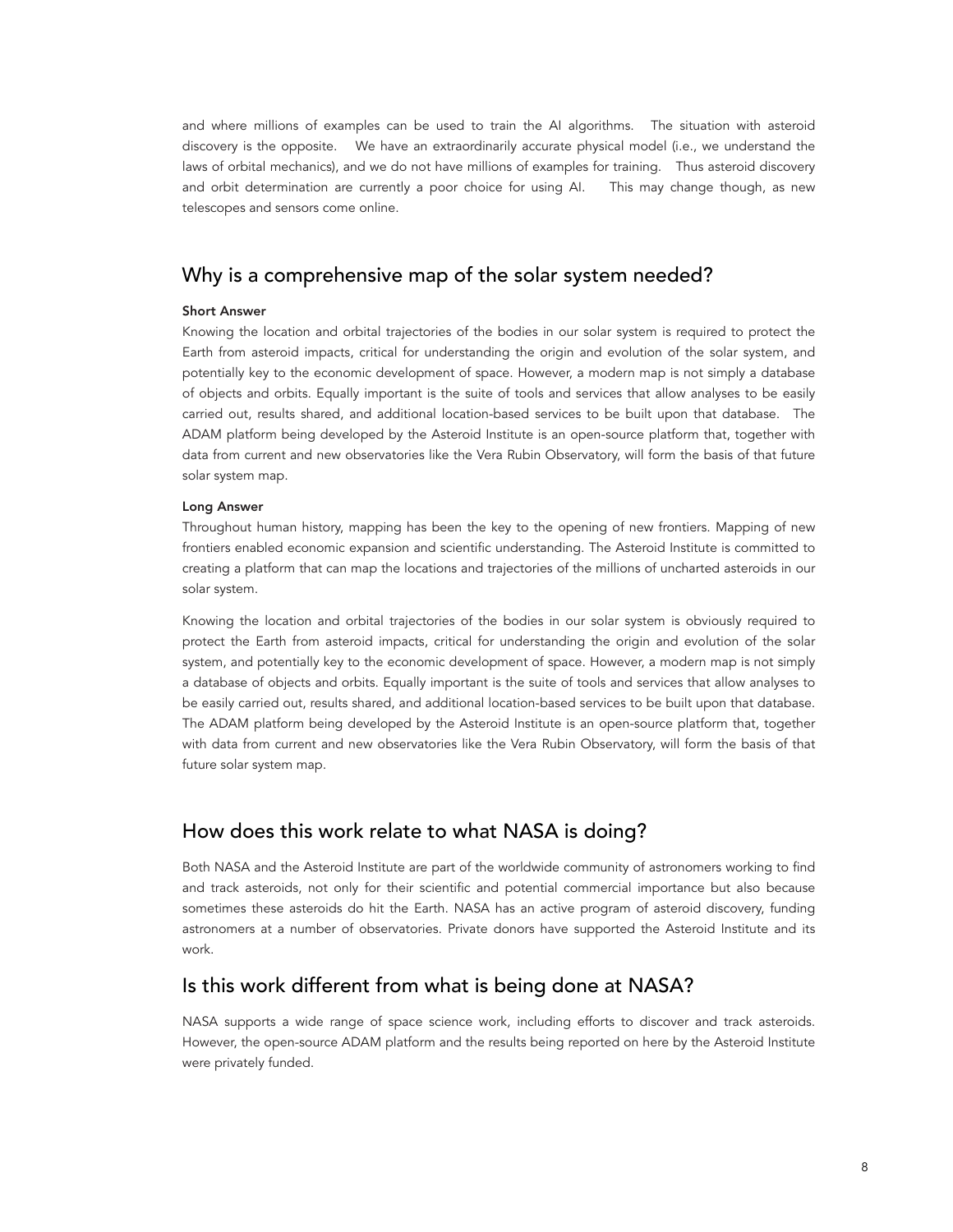and where millions of examples can be used to train the AI algorithms. The situation with asteroid discovery is the opposite. We have an extraordinarily accurate physical model (i.e., we understand the laws of orbital mechanics), and we do not have millions of examples for training. Thus asteroid discovery and orbit determination are currently a poor choice for using AI. This may change though, as new telescopes and sensors come online.

## Why is a comprehensive map of the solar system needed?

**Short Answer**

Knowing the location and orbital trajectories of the bodies in our solar system is required to protect the Earth from asteroid impacts, critical for understanding the origin and evolution of the solar system, and potentially key to the economic development of space. However, a modern map is not simply a database of objects and orbits. Equally important is the suite of tools and services that allow analyses to be easily carried out, results shared, and additional location-based services to be built upon that database. The ADAM platform being developed by the Asteroid Institute is an open-source platform that, together with data from current and new observatories like the Vera Rubin Observatory, will form the basis of that future solar system map.

**Long Answer**

Throughout human history, mapping has been the key to the opening of new frontiers. Mapping of new frontiers enabled economic expansion and scientific understanding. The Asteroid Institute is committed to creating a platform that can map the locations and trajectories of the millions of uncharted asteroids in our solar system.

Knowing the location and orbital trajectories of the bodies in our solar system is obviously required to protect the Earth from asteroid impacts, critical for understanding the origin and evolution of the solar system, and potentially key to the economic development of space. However, a modern map is not simply a database of objects and orbits. Equally important is the suite of tools and services that allow analyses to be easily carried out, results shared, and additional location-based services to be built upon that database. The ADAM platform being developed by the Asteroid Institute is an open-source platform that, together with data from current and new observatories like the Vera Rubin Observatory, will form the basis of that future solar system map.

## How does this work relate to what NASA is doing?

Both NASA and the Asteroid Institute are part of the worldwide community of astronomers working to find and track asteroids, not only for their scientific and potential commercial importance but also because sometimes these asteroids do hit the Earth. NASA has an active program of asteroid discovery, funding astronomers at a number of observatories. Private donors have supported the Asteroid Institute and its work.

## Is this work different from what is being done at NASA?

NASA supports a wide range of space science work, including efforts to discover and track asteroids. However, the open-source ADAM platform and the results being reported on here by the Asteroid Institute were privately funded.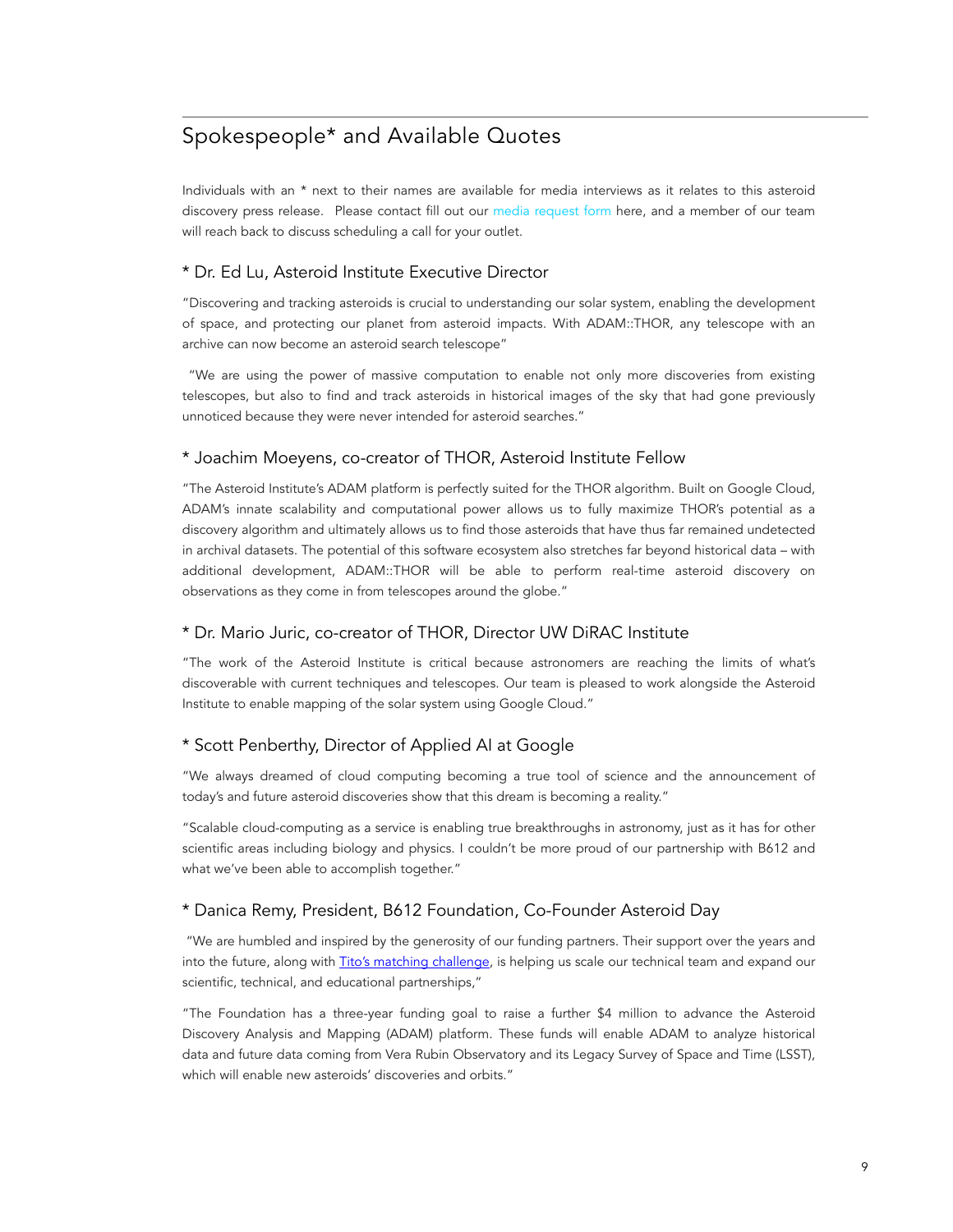## Spokespeople* and Available Quotes

Individuals with an * next to their names are available for media interviews as it relates to this asteroid discovery press release. Please contact fill out our media request form here, and a member of our team will reach back to discuss scheduling a call for your outlet.

### * Dr. Ed Lu, Asteroid Institute Executive Director

"Discovering and tracking asteroids is crucial to understanding our solar system, enabling the development of space, and protecting our planet from asteroid impacts. With ADAM::THOR, any telescope with an archive can now become an asteroid search telescope"

"We are using the power of massive computation to enable not only more discoveries from existing telescopes, but also to find and track asteroids in historical images of the sky that had gone previously unnoticed because they were never intended for asteroid searches."

### * Joachim Moeyens, co-creator of THOR, Asteroid Institute Fellow

"The Asteroid Institute's ADAM platform is perfectly suited for the THOR algorithm. Built on Google Cloud, ADAM's innate scalability and computational power allows us to fully maximize THOR's potential as a discovery algorithm and ultimately allows us to find those asteroids that have thus far remained undetected in archival datasets. The potential of this software ecosystem also stretches far beyond historical data – with additional development, ADAM::THOR will be able to perform real-time asteroid discovery on observations as they come in from telescopes around the globe."

### * Dr. Mario Juric, co-creator of THOR, Director UW DiRAC Institute

"The work of the Asteroid Institute is critical because astronomers are reaching the limits of what's discoverable with current techniques and telescopes. Our team is pleased to work alongside the Asteroid Institute to enable mapping of the solar system using Google Cloud."

### * Scott Penberthy, Director of Applied AI at Google

"We always dreamed of cloud computing becoming a true tool of science and the announcement of today's and future asteroid discoveries show that this dream is becoming a reality."

"Scalable cloud-computing as a service is enabling true breakthroughs in astronomy, just as it has for other scientific areas including biology and physics. I couldn't be more proud of our partnership with B612 and what we've been able to accomplish together."

### * Danica Remy, President, B612 Foundation, Co-Founder Asteroid Day

"We are humbled and inspired by the generosity of our funding partners. Their support over the years and into the future, along with Tito's matching challenge, is helping us scale our technical team and expand our scientific, technical, and educational partnerships,"

"The Foundation has a three-year funding goal to raise a further $4 million to advance the Asteroid Discovery Analysis and Mapping (ADAM) platform. These funds will enable ADAM to analyze historical data and future data coming from Vera Rubin Observatory and its Legacy Survey of Space and Time (LSST), which will enable new asteroids' discoveries and orbits."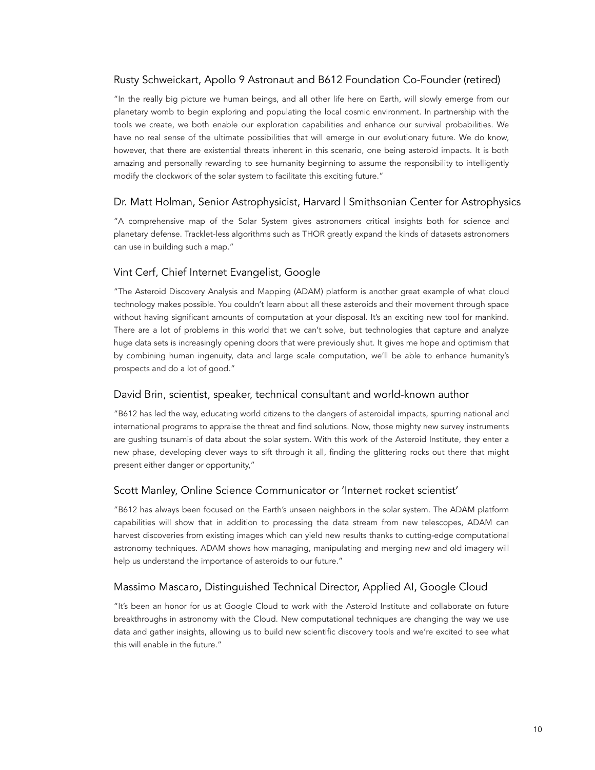### Rusty Schweickart, Apollo 9 Astronaut and B612 Foundation Co-Founder (retired)

"In the really big picture we human beings, and all other life here on Earth, will slowly emerge from our planetary womb to begin exploring and populating the local cosmic environment. In partnership with the tools we create, we both enable our exploration capabilities and enhance our survival probabilities. We have no real sense of the ultimate possibilities that will emerge in our evolutionary future. We do know, however, that there are existential threats inherent in this scenario, one being asteroid impacts. It is both amazing and personally rewarding to see humanity beginning to assume the responsibility to intelligently modify the clockwork of the solar system to facilitate this exciting future."

### Dr. Matt Holman, Senior Astrophysicist, Harvard | Smithsonian Center for Astrophysics

"A comprehensive map of the Solar System gives astronomers critical insights both for science and planetary defense. Tracklet-less algorithms such as THOR greatly expand the kinds of datasets astronomers can use in building such a map."

### Vint Cerf, Chief Internet Evangelist, Google

"The Asteroid Discovery Analysis and Mapping (ADAM) platform is another great example of what cloud technology makes possible. You couldn't learn about all these asteroids and their movement through space without having significant amounts of computation at your disposal. It's an exciting new tool for mankind. There are a lot of problems in this world that we can't solve, but technologies that capture and analyze huge data sets is increasingly opening doors that were previously shut. It gives me hope and optimism that by combining human ingenuity, data and large scale computation, we'll be able to enhance humanity's prospects and do a lot of good."

### David Brin, scientist, speaker, technical consultant and world-known author

"B612 has led the way, educating world citizens to the dangers of asteroidal impacts, spurring national and international programs to appraise the threat and find solutions. Now, those mighty new survey instruments are gushing tsunamis of data about the solar system. With this work of the Asteroid Institute, they enter a new phase, developing clever ways to sift through it all, finding the glittering rocks out there that might present either danger or opportunity,"

### Scott Manley, Online Science Communicator or 'Internet rocket scientist'

"B612 has always been focused on the Earth's unseen neighbors in the solar system. The ADAM platform capabilities will show that in addition to processing the data stream from new telescopes, ADAM can harvest discoveries from existing images which can yield new results thanks to cutting-edge computational astronomy techniques. ADAM shows how managing, manipulating and merging new and old imagery will help us understand the importance of asteroids to our future."

### Massimo Mascaro, Distinguished Technical Director, Applied AI, Google Cloud

"It's been an honor for us at Google Cloud to work with the Asteroid Institute and collaborate on future breakthroughs in astronomy with the Cloud. New computational techniques are changing the way we use data and gather insights, allowing us to build new scientific discovery tools and we're excited to see what this will enable in the future."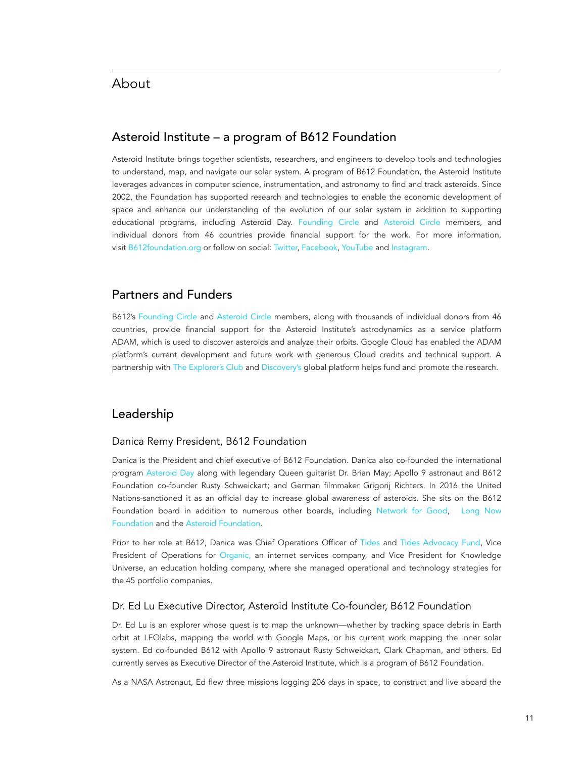# About

## Asteroid Institute – a program of B612 Foundation

Asteroid Institute brings together scientists, researchers, and engineers to develop tools and technologies to understand, map, and navigate our solar system. A program of B612 Foundation, the Asteroid Institute leverages advances in computer science, instrumentation, and astronomy to find and track asteroids. Since 2002, the Foundation has supported research and technologies to enable the economic development of space and enhance our understanding of the evolution of our solar system in addition to supporting educational programs, including Asteroid Day. Founding Circle and Asteroid Circle members, and individual donors from 46 countries provide financial support for the work. For more information, visit B612foundation.org or follow on social: Twitter, Facebook, YouTube and Instagram.

## Partners and Funders

B612's Founding Circle and Asteroid Circle members, along with thousands of individual donors from 46 countries, provide financial support for the Asteroid Institute's astrodynamics as a service platform ADAM, which is used to discover asteroids and analyze their orbits. Google Cloud has enabled the ADAM platform's current development and future work with generous Cloud credits and technical support. A partnership with The Explorer's Club and Discovery's global platform helps fund and promote the research.

## Leadership

### Danica Remy President, B612 Foundation

Danica is the President and chief executive of B612 Foundation. Danica also co-founded the international program Asteroid Day along with legendary Queen guitarist Dr. Brian May; Apollo 9 astronaut and B612 Foundation co-founder Rusty Schweickart; and German filmmaker Grigorij Richters. In 2016 the United Nations-sanctioned it as an official day to increase global awareness of asteroids. She sits on the B612 Foundation board in addition to numerous other boards, including Network for Good, Long Now Foundation and the Asteroid Foundation.

Prior to her role at B612, Danica was Chief Operations Officer of Tides and Tides Advocacy Fund, Vice President of Operations for Organic, an internet services company, and Vice President for Knowledge Universe, an education holding company, where she managed operational and technology strategies for the 45 portfolio companies.

### Dr. Ed Lu Executive Director, Asteroid Institute Co-founder, B612 Foundation

Dr. Ed Lu is an explorer whose quest is to map the unknown—whether by tracking space debris in Earth orbit at LEOlabs, mapping the world with Google Maps, or his current work mapping the inner solar system. Ed co-founded B612 with Apollo 9 astronaut Rusty Schweickart, Clark Chapman, and others. Ed currently serves as Executive Director of the Asteroid Institute, which is a program of B612 Foundation.

As a NASA Astronaut, Ed flew three missions logging 206 days in space, to construct and live aboard the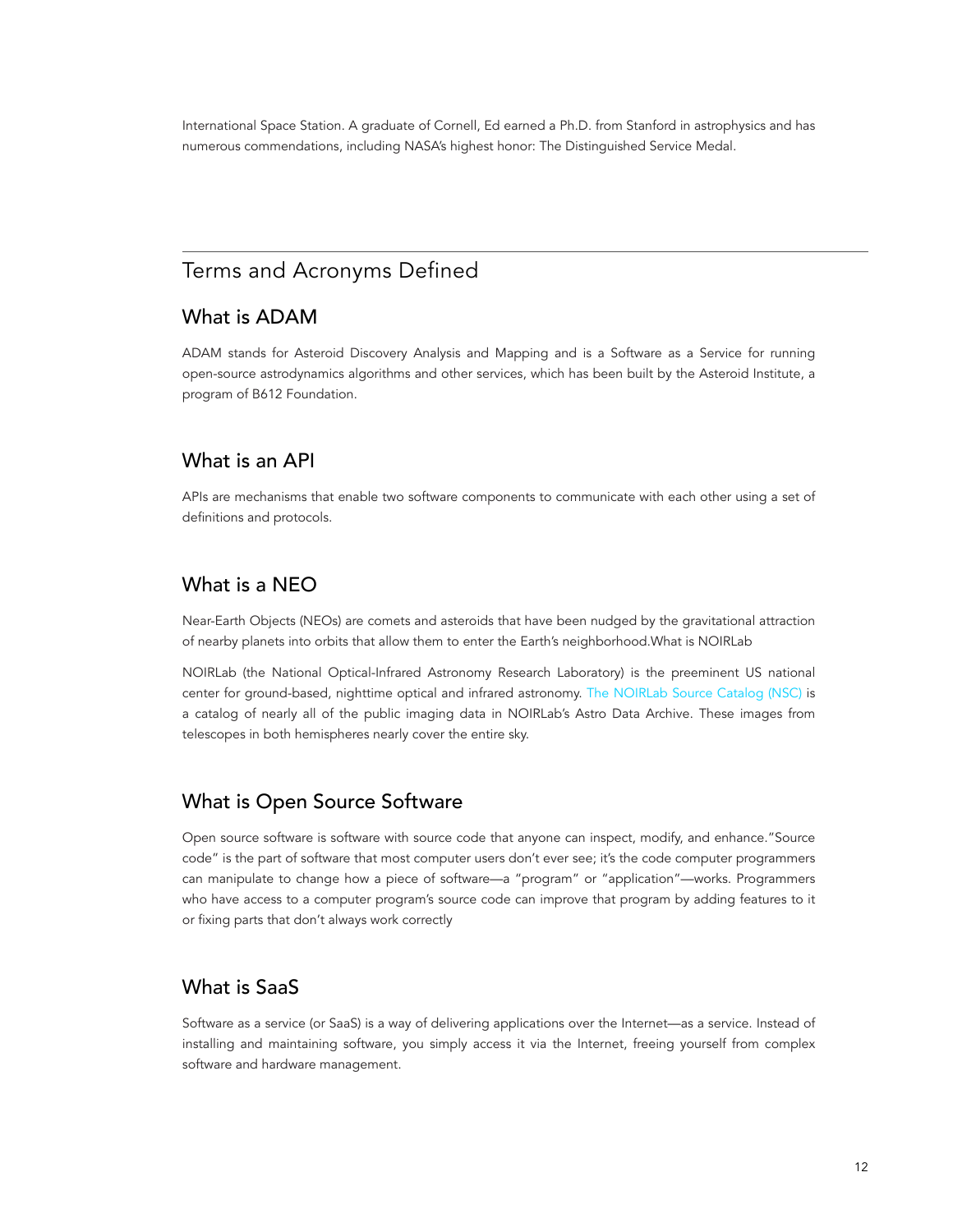International Space Station. A graduate of Cornell, Ed earned a Ph.D. from Stanford in astrophysics and has numerous commendations, including NASA's highest honor: The Distinguished Service Medal.

---

# Terms and Acronyms Defined

## What is ADAM

ADAM stands for Asteroid Discovery Analysis and Mapping and is a Software as a Service for running open-source astrodynamics algorithms and other services, which has been built by the Asteroid Institute, a program of B612 Foundation.

## What is an API

APIs are mechanisms that enable two software components to communicate with each other using a set of definitions and protocols.

## What is a NEO

Near-Earth Objects (NEOs) are comets and asteroids that have been nudged by the gravitational attraction of nearby planets into orbits that allow them to enter the Earth's neighborhood.What is NOIRLab

NOIRLab (the National Optical-Infrared Astronomy Research Laboratory) is the preeminent US national center for ground-based, nighttime optical and infrared astronomy. The NOIRLab Source Catalog (NSC) is a catalog of nearly all of the public imaging data in NOIRLab's Astro Data Archive. These images from telescopes in both hemispheres nearly cover the entire sky.

## What is Open Source Software

Open source software is software with source code that anyone can inspect, modify, and enhance."Source code" is the part of software that most computer users don't ever see; it's the code computer programmers can manipulate to change how a piece of software—a "program" or "application"—works. Programmers who have access to a computer program's source code can improve that program by adding features to it or fixing parts that don't always work correctly

## What is SaaS

Software as a service (or SaaS) is a way of delivering applications over the Internet—as a service. Instead of installing and maintaining software, you simply access it via the Internet, freeing yourself from complex software and hardware management.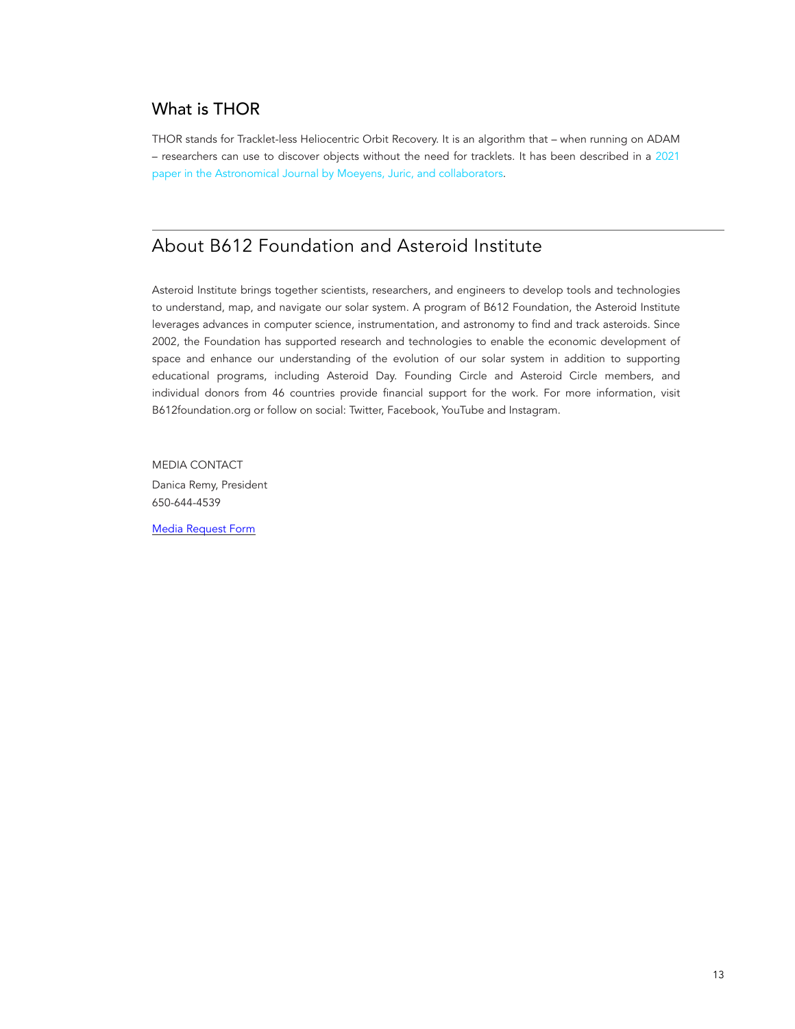## What is THOR

THOR stands for Tracklet-less Heliocentric Orbit Recovery. It is an algorithm that – when running on ADAM – researchers can use to discover objects without the need for tracklets. It has been described in a 2021 paper in the Astronomical Journal by Moeyens, Juric, and collaborators.

---

## About B612 Foundation and Asteroid Institute

Asteroid Institute brings together scientists, researchers, and engineers to develop tools and technologies to understand, map, and navigate our solar system. A program of B612 Foundation, the Asteroid Institute leverages advances in computer science, instrumentation, and astronomy to find and track asteroids. Since 2002, the Foundation has supported research and technologies to enable the economic development of space and enhance our understanding of the evolution of our solar system in addition to supporting educational programs, including Asteroid Day. Founding Circle and Asteroid Circle members, and individual donors from 46 countries provide financial support for the work. For more information, visit B612foundation.org or follow on social: Twitter, Facebook, YouTube and Instagram.

MEDIA CONTACT
Danica Remy, President
650-644-4539

Media Request Form